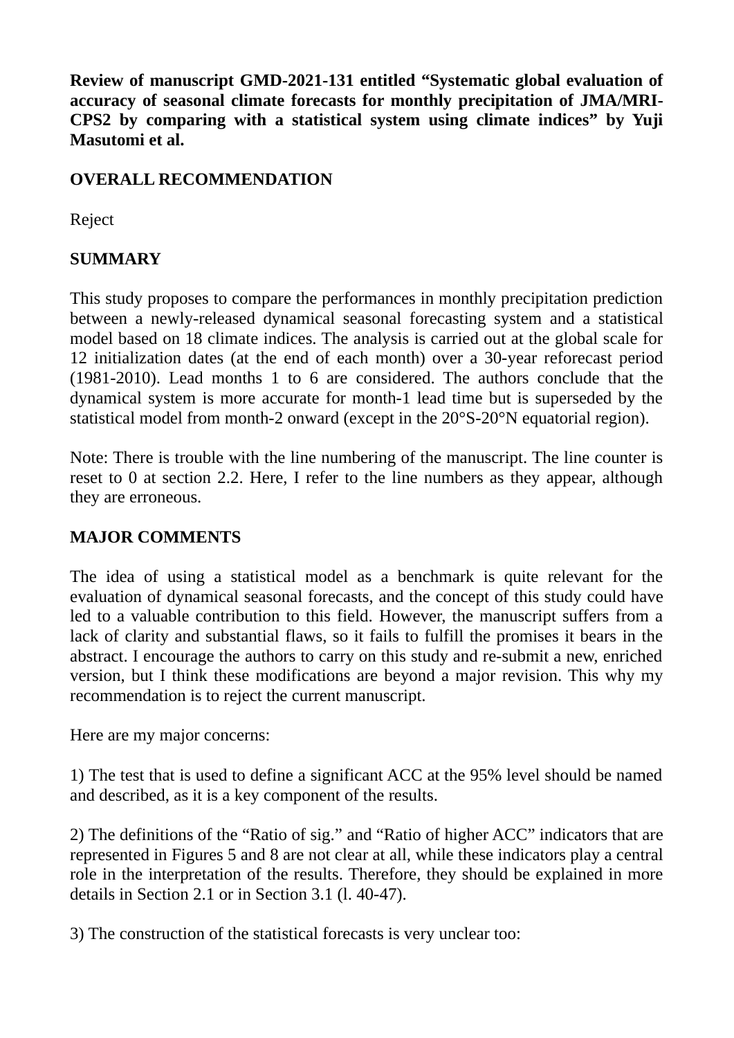**Review of manuscript GMD-2021-131 entitled "Systematic global evaluation of accuracy of seasonal climate forecasts for monthly precipitation of JMA/MRI-CPS2 by comparing with a statistical system using climate indices" by Yuji Masutomi et al.**

**OVERALL RECOMMENDATION**

Reject

**SUMMARY**

This study proposes to compare the performances in monthly precipitation prediction between a newly-released dynamical seasonal forecasting system and a statistical model based on 18 climate indices. The analysis is carried out at the global scale for 12 initialization dates (at the end of each month) over a 30-year reforecast period (1981-2010). Lead months 1 to 6 are considered. The authors conclude that the dynamical system is more accurate for month-1 lead time but is superseded by the statistical model from month-2 onward (except in the 20°S-20°N equatorial region).

Note: There is trouble with the line numbering of the manuscript. The line counter is reset to 0 at section 2.2. Here, I refer to the line numbers as they appear, although they are erroneous.

**MAJOR COMMENTS**

The idea of using a statistical model as a benchmark is quite relevant for the evaluation of dynamical seasonal forecasts, and the concept of this study could have led to a valuable contribution to this field. However, the manuscript suffers from a lack of clarity and substantial flaws, so it fails to fulfill the promises it bears in the abstract. I encourage the authors to carry on this study and re-submit a new, enriched version, but I think these modifications are beyond a major revision. This why my recommendation is to reject the current manuscript.

Here are my major concerns:

1) The test that is used to define a significant ACC at the 95% level should be named and described, as it is a key component of the results.

2) The definitions of the "Ratio of sig." and "Ratio of higher ACC" indicators that are represented in Figures 5 and 8 are not clear at all, while these indicators play a central role in the interpretation of the results. Therefore, they should be explained in more details in Section 2.1 or in Section 3.1 (l. 40-47).

3) The construction of the statistical forecasts is very unclear too: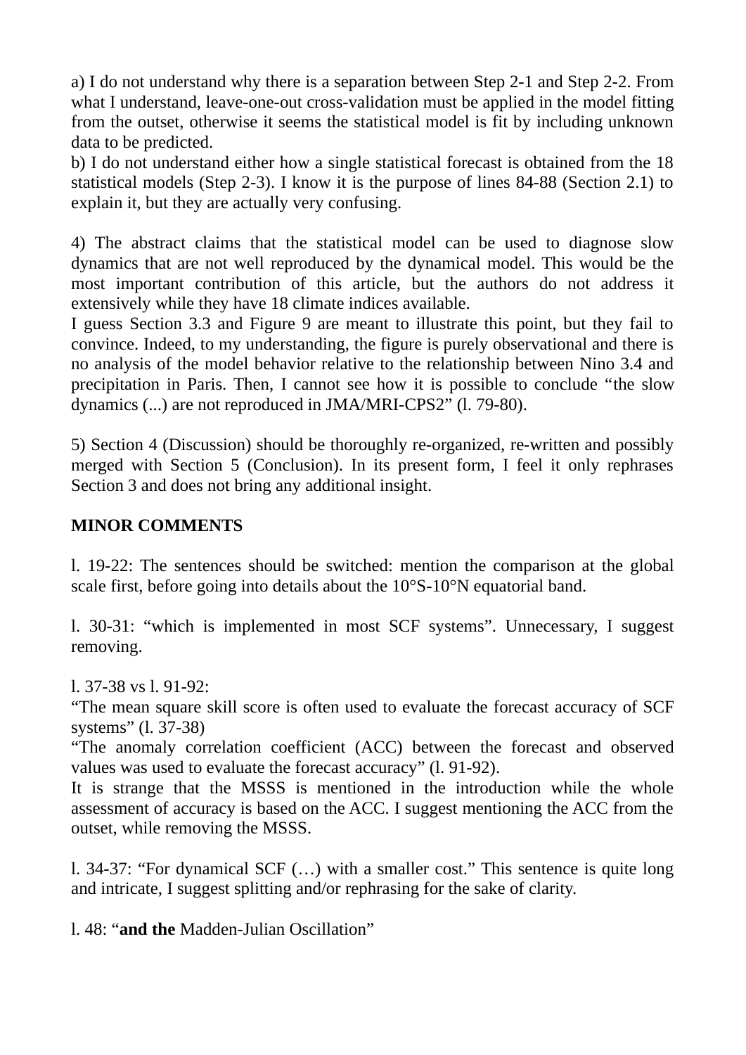a) I do not understand why there is a separation between Step 2-1 and Step 2-2. From what I understand, leave-one-out cross-validation must be applied in the model fitting from the outset, otherwise it seems the statistical model is fit by including unknown data to be predicted.

b) I do not understand either how a single statistical forecast is obtained from the 18 statistical models (Step 2-3). I know it is the purpose of lines 84-88 (Section 2.1) to explain it, but they are actually very confusing.

4) The abstract claims that the statistical model can be used to diagnose slow dynamics that are not well reproduced by the dynamical model. This would be the most important contribution of this article, but the authors do not address it extensively while they have 18 climate indices available.

I guess Section 3.3 and Figure 9 are meant to illustrate this point, but they fail to convince. Indeed, to my understanding, the figure is purely observational and there is no analysis of the model behavior relative to the relationship between Nino 3.4 and precipitation in Paris. Then, I cannot see how it is possible to conclude “the slow dynamics (...) are not reproduced in JMA/MRI-CPS2” (l. 79-80).

5) Section 4 (Discussion) should be thoroughly re-organized, re-written and possibly merged with Section 5 (Conclusion). In its present form, I feel it only rephrases Section 3 and does not bring any additional insight.

**MINOR COMMENTS**

l. 19-22: The sentences should be switched: mention the comparison at the global scale first, before going into details about the 10°S-10°N equatorial band.

l. 30-31: “which is implemented in most SCF systems”. Unnecessary, I suggest removing.

l. 37-38 vs l. 91-92:

“The mean square skill score is often used to evaluate the forecast accuracy of SCF systems” (l. 37-38)

“The anomaly correlation coefficient (ACC) between the forecast and observed values was used to evaluate the forecast accuracy” (l. 91-92).

It is strange that the MSSS is mentioned in the introduction while the whole assessment of accuracy is based on the ACC. I suggest mentioning the ACC from the outset, while removing the MSSS.

l. 34-37: “For dynamical SCF (…) with a smaller cost.” This sentence is quite long and intricate, I suggest splitting and/or rephrasing for the sake of clarity.

l. 48: “**and the** Madden-Julian Oscillation”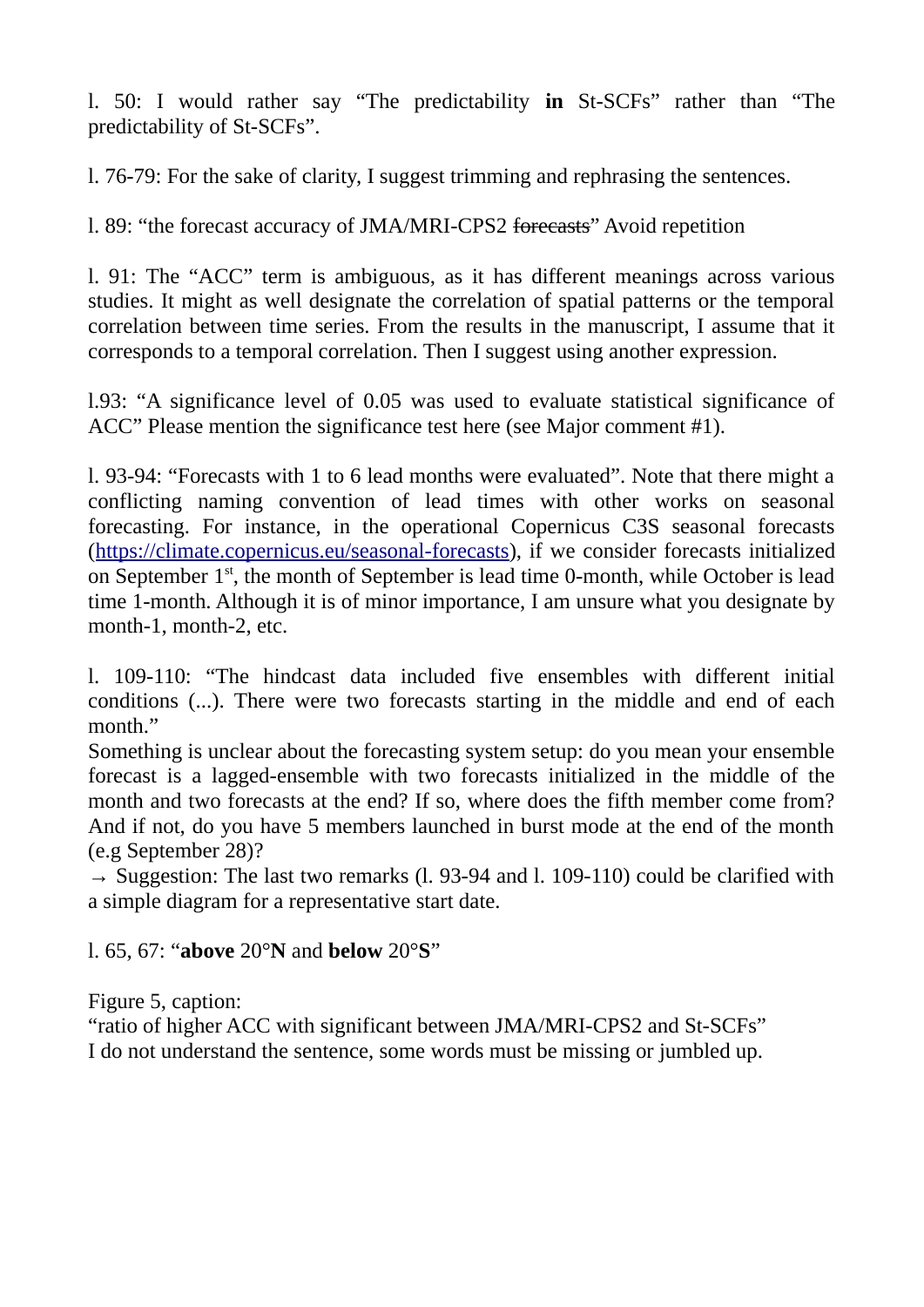l. 50: I would rather say “The predictability **in** St-SCFs” rather than “The predictability of St-SCFs”.

l. 76-79: For the sake of clarity, I suggest trimming and rephrasing the sentences.

l. 89: “the forecast accuracy of JMA/MRI-CPS2 ~~forecasts~~” Avoid repetition

l. 91: The “ACC” term is ambiguous, as it has different meanings across various studies. It might as well designate the correlation of spatial patterns or the temporal correlation between time series. From the results in the manuscript, I assume that it corresponds to a temporal correlation. Then I suggest using another expression.

l.93: “A significance level of 0.05 was used to evaluate statistical significance of ACC” Please mention the significance test here (see Major comment #1).

l. 93-94: “Forecasts with 1 to 6 lead months were evaluated”. Note that there might a conflicting naming convention of lead times with other works on seasonal forecasting. For instance, in the operational Copernicus C3S seasonal forecasts (https://climate.copernicus.eu/seasonal-forecasts), if we consider forecasts initialized on September 1st, the month of September is lead time 0-month, while October is lead time 1-month. Although it is of minor importance, I am unsure what you designate by month-1, month-2, etc.

l. 109-110: “The hindcast data included five ensembles with different initial conditions (...). There were two forecasts starting in the middle and end of each month.”
Something is unclear about the forecasting system setup: do you mean your ensemble forecast is a lagged-ensemble with two forecasts initialized in the middle of the month and two forecasts at the end? If so, where does the fifth member come from? And if not, do you have 5 members launched in burst mode at the end of the month (e.g September 28)?
→ Suggestion: The last two remarks (l. 93-94 and l. 109-110) could be clarified with a simple diagram for a representative start date.

l. 65, 67: “**above** 20°**N** and **below** 20°**S**”

Figure 5, caption:
“ratio of higher ACC with significant between JMA/MRI-CPS2 and St-SCFs”
I do not understand the sentence, some words must be missing or jumbled up.